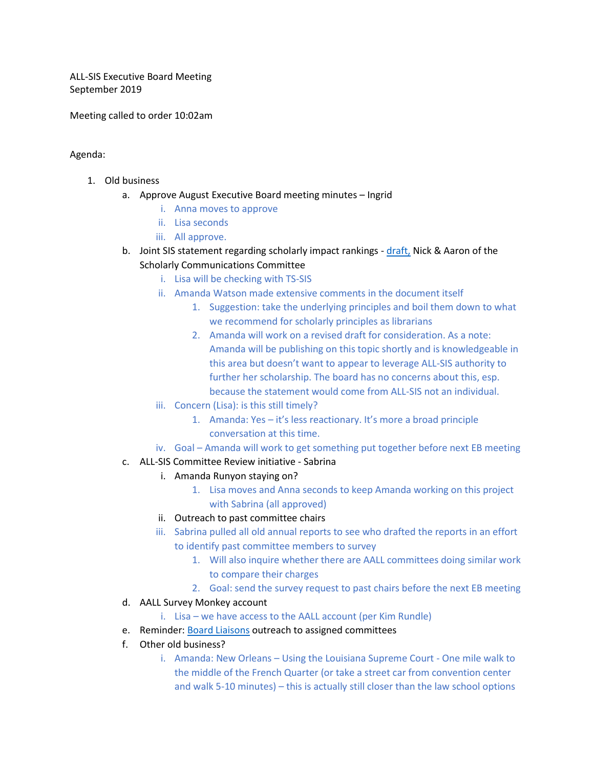ALL-SIS Executive Board Meeting
September 2019

Meeting called to order 10:02am

Agenda:

1. Old business
   a. Approve August Executive Board meeting minutes – Ingrid
      i. Anna moves to approve
      ii. Lisa seconds
      iii. All approve.
   b. Joint SIS statement regarding scholarly impact rankings - draft, Nick & Aaron of the Scholarly Communications Committee
      i. Lisa will be checking with TS-SIS
      ii. Amanda Watson made extensive comments in the document itself
         1. Suggestion: take the underlying principles and boil them down to what we recommend for scholarly principles as librarians
         2. Amanda will work on a revised draft for consideration. As a note: Amanda will be publishing on this topic shortly and is knowledgeable in this area but doesn't want to appear to leverage ALL-SIS authority to further her scholarship. The board has no concerns about this, esp. because the statement would come from ALL-SIS not an individual.
      iii. Concern (Lisa): is this still timely?
         1. Amanda: Yes – it's less reactionary. It's more a broad principle conversation at this time.
      iv. Goal – Amanda will work to get something put together before next EB meeting
   c. ALL-SIS Committee Review initiative - Sabrina
      i. Amanda Runyon staying on?
         1. Lisa moves and Anna seconds to keep Amanda working on this project with Sabrina (all approved)
      ii. Outreach to past committee chairs
      iii. Sabrina pulled all old annual reports to see who drafted the reports in an effort to identify past committee members to survey
         1. Will also inquire whether there are AALL committees doing similar work to compare their charges
         2. Goal: send the survey request to past chairs before the next EB meeting
   d. AALL Survey Monkey account
      i. Lisa – we have access to the AALL account (per Kim Rundle)
   e. Reminder: Board Liaisons outreach to assigned committees
   f. Other old business?
      i. Amanda: New Orleans – Using the Louisiana Supreme Court - One mile walk to the middle of the French Quarter (or take a street car from convention center and walk 5-10 minutes) – this is actually still closer than the law school options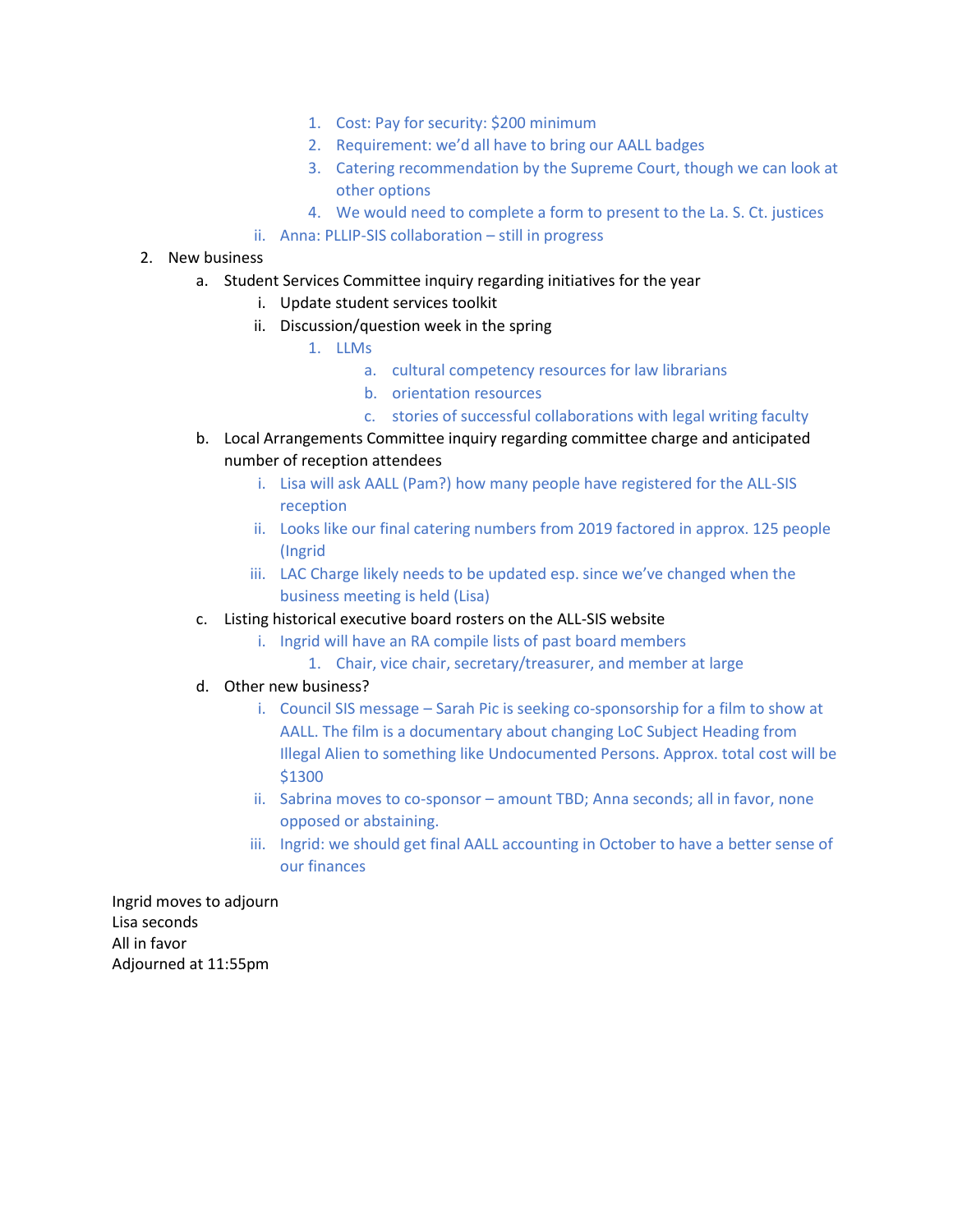1. Cost: Pay for security: $200 minimum
            2. Requirement: we'd all have to bring our AALL badges
            3. Catering recommendation by the Supreme Court, though we can look at other options
            4. We would need to complete a form to present to the La. S. Ct. justices
        - ii. Anna: PLLIP-SIS collaboration – still in progress

2. New business
    - a. Student Services Committee inquiry regarding initiatives for the year
        - i. Update student services toolkit
        - ii. Discussion/question week in the spring
            1. LLMs
                - a. cultural competency resources for law librarians
                - b. orientation resources
                - c. stories of successful collaborations with legal writing faculty
    - b. Local Arrangements Committee inquiry regarding committee charge and anticipated number of reception attendees
        - i. Lisa will ask AALL (Pam?) how many people have registered for the ALL-SIS reception
        - ii. Looks like our final catering numbers from 2019 factored in approx. 125 people (Ingrid
        - iii. LAC Charge likely needs to be updated esp. since we've changed when the business meeting is held (Lisa)
    - c. Listing historical executive board rosters on the ALL-SIS website
        - i. Ingrid will have an RA compile lists of past board members
            1. Chair, vice chair, secretary/treasurer, and member at large
    - d. Other new business?
        - i. Council SIS message – Sarah Pic is seeking co-sponsorship for a film to show at AALL. The film is a documentary about changing LoC Subject Heading from Illegal Alien to something like Undocumented Persons. Approx. total cost will be $1300
        - ii. Sabrina moves to co-sponsor – amount TBD; Anna seconds; all in favor, none opposed or abstaining.
        - iii. Ingrid: we should get final AALL accounting in October to have a better sense of our finances

Ingrid moves to adjourn
Lisa seconds
All in favor
Adjourned at 11:55pm